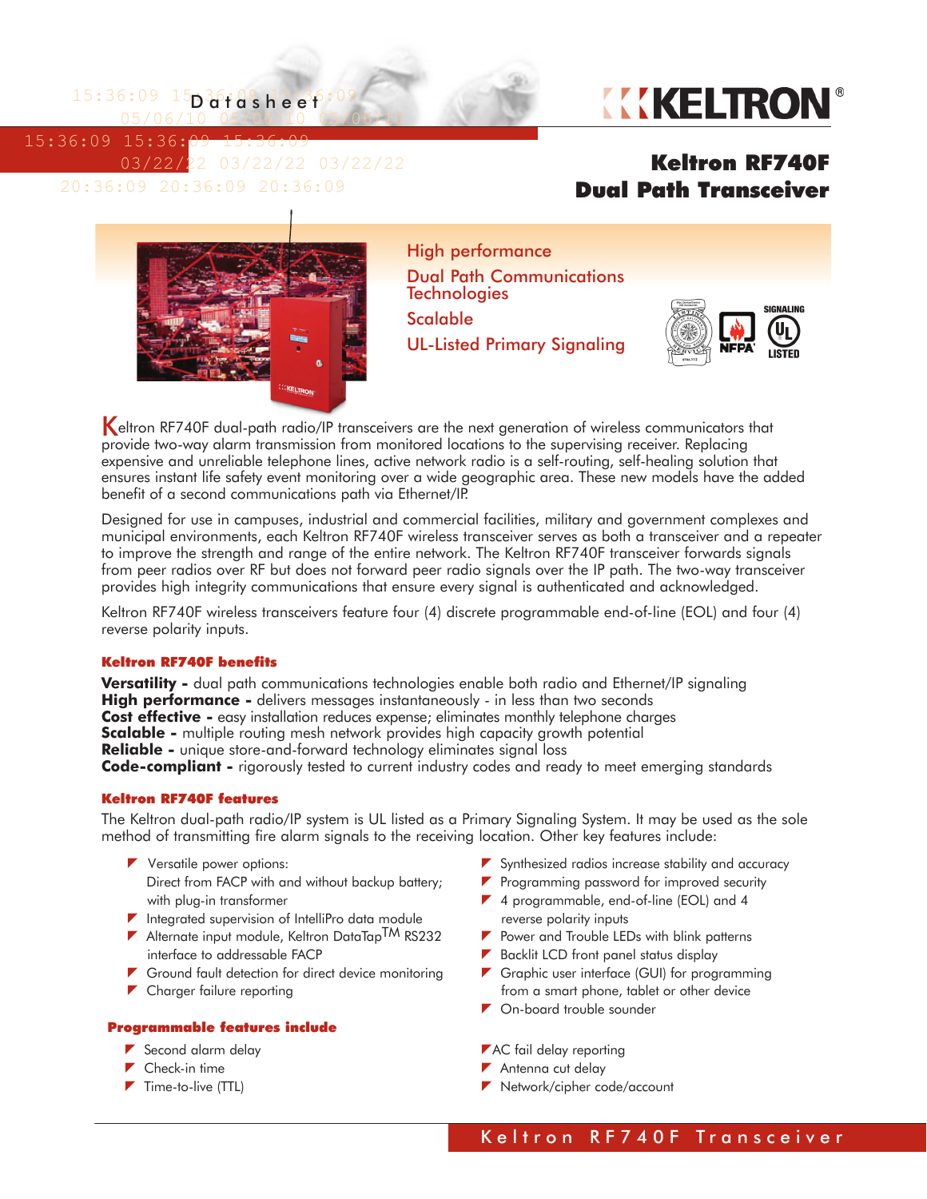Datasheet

# Keltron RF740F Dual Path Transceiver

High performance

Dual Path Communications Technologies

Scalable

UL-Listed Primary Signaling

Keltron RF740F dual-path radio/IP transceivers are the next generation of wireless communicators that provide two-way alarm transmission from monitored locations to the supervising receiver. Replacing expensive and unreliable telephone lines, active network radio is a self-routing, self-healing solution that ensures instant life safety event monitoring over a wide geographic area. These new models have the added benefit of a second communications path via Ethernet/IP.

Designed for use in campuses, industrial and commercial facilities, military and government complexes and municipal environments, each Keltron RF740F wireless transceiver serves as both a transceiver and a repeater to improve the strength and range of the entire network. The Keltron RF740F transceiver forwards signals from peer radios over RF but does not forward peer radio signals over the IP path. The two-way transceiver provides high integrity communications that ensure every signal is authenticated and acknowledged.

Keltron RF740F wireless transceivers feature four (4) discrete programmable end-of-line (EOL) and four (4) reverse polarity inputs.

### Keltron RF740F benefits

**Versatility -** dual path communications technologies enable both radio and Ethernet/IP signaling
**High performance -** delivers messages instantaneously - in less than two seconds
**Cost effective -** easy installation reduces expense; eliminates monthly telephone charges
**Scalable -** multiple routing mesh network provides high capacity growth potential
**Reliable -** unique store-and-forward technology eliminates signal loss
**Code-compliant -** rigorously tested to current industry codes and ready to meet emerging standards

### Keltron RF740F features

The Keltron dual-path radio/IP system is UL listed as a Primary Signaling System. It may be used as the sole method of transmitting fire alarm signals to the receiving location. Other key features include:

- Versatile power options:
  Direct from FACP with and without backup battery; with plug-in transformer
- Integrated supervision of IntelliPro data module
- Alternate input module, Keltron DataTap™ RS232 interface to addressable FACP
- Ground fault detection for direct device monitoring
- Charger failure reporting
- Synthesized radios increase stability and accuracy
- Programming password for improved security
- 4 programmable, end-of-line (EOL) and 4 reverse polarity inputs
- Power and Trouble LEDs with blink patterns
- Backlit LCD front panel status display
- Graphic user interface (GUI) for programming from a smart phone, tablet or other device
- On-board trouble sounder

### Programmable features include

- Second alarm delay
- Check-in time
- Time-to-live (TTL)
- AC fail delay reporting
- Antenna cut delay
- Network/cipher code/account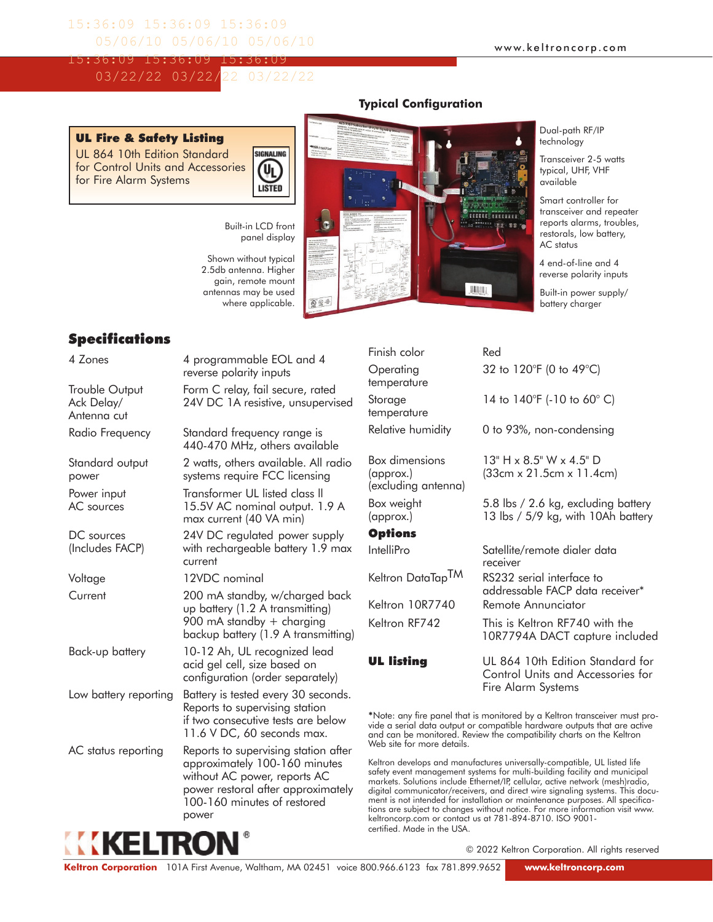## UL Fire & Safety Listing

UL 864 10th Edition Standard for Control Units and Accessories for Fire Alarm Systems

SIGNALING UL LISTED

## Typical Configuration

Built-in LCD front panel display

Shown without typical 2.5db antenna. Higher gain, remote mount antennas may be used where applicable.

Dual-path RF/IP technology

Transceiver 2-5 watts typical, UHF, VHF available

Smart controller for transceiver and repeater reports alarms, troubles, restorals, low battery, AC status

4 end-of-line and 4 reverse polarity inputs

Built-in power supply/ battery charger

## Specifications

| | |
|---|---|
| 4 Zones | 4 programmable EOL and 4 reverse polarity inputs |
| Trouble Output Ack Delay/ Antenna cut | Form C relay, fail secure, rated 24V DC 1A resistive, unsupervised |
| Radio Frequency | Standard frequency range is 440-470 MHz, others available |
| Standard output power | 2 watts, others available. All radio systems require FCC licensing |
| Power input AC sources | Transformer UL listed class II 15.5V AC nominal output. 1.9 A max current (40 VA min) |
| DC sources (Includes FACP) | 24V DC regulated power supply with rechargeable battery 1.9 max current |
| Voltage | 12VDC nominal |
| Current | 200 mA standby, w/charged back up battery (1.2 A transmitting) 900 mA standby + charging backup battery (1.9 A transmitting) |
| Back-up battery | 10-12 Ah, UL recognized lead acid gel cell, size based on configuration (order separately) |
| Low battery reporting | Battery is tested every 30 seconds. Reports to supervising station if two consecutive tests are below 11.6 V DC, 60 seconds max. |
| AC status reporting | Reports to supervising station after approximately 100-160 minutes without AC power, reports AC power restoral after approximately 100-160 minutes of restored power |
| Finish color | Red |
| Operating temperature | 32 to 120°F (0 to 49°C) |
| Storage temperature | 14 to 140°F (-10 to 60° C) |
| Relative humidity | 0 to 93%, non-condensing |
| Box dimensions (approx.) (excluding antenna) | 13" H x 8.5" W x 4.5" D (33cm x 21.5cm x 11.4cm) |
| Box weight (approx.) | 5.8 lbs / 2.6 kg, excluding battery 13 lbs / 5/9 kg, with 10Ah battery |

### Options

| | |
|---|---|
| IntelliPro | Satellite/remote dialer data receiver |
| Keltron DataTap™ | RS232 serial interface to addressable FACP data receiver* |
| Keltron 10R7740 | Remote Annunciator |
| Keltron RF742 | This is Keltron RF740 with the 10R7794A DACT capture included |

**UL listing** UL 864 10th Edition Standard for Control Units and Accessories for Fire Alarm Systems

*Note: any fire panel that is monitored by a Keltron transceiver must provide a serial data output or compatible hardware outputs that are active and can be monitored. Review the compatibility charts on the Keltron Web site for more details.

Keltron develops and manufactures universally-compatible, UL listed life safety event management systems for multi-building facility and municipal markets. Solutions include Ethernet/IP, cellular, active network (mesh)radio, digital communicator/receivers, and direct wire signaling systems. This document is not intended for installation or maintenance purposes. All specifications are subject to changes without notice. For more information visit www.keltroncorp.com or contact us at 781-894-8710. ISO 9001-certified. Made in the USA.

KELTRON®

© 2022 Keltron Corporation. All rights reserved

**Keltron Corporation** 101A First Avenue, Waltham, MA 02451 voice 800.966.6123 fax 781.899.9652 **www.keltroncorp.com**